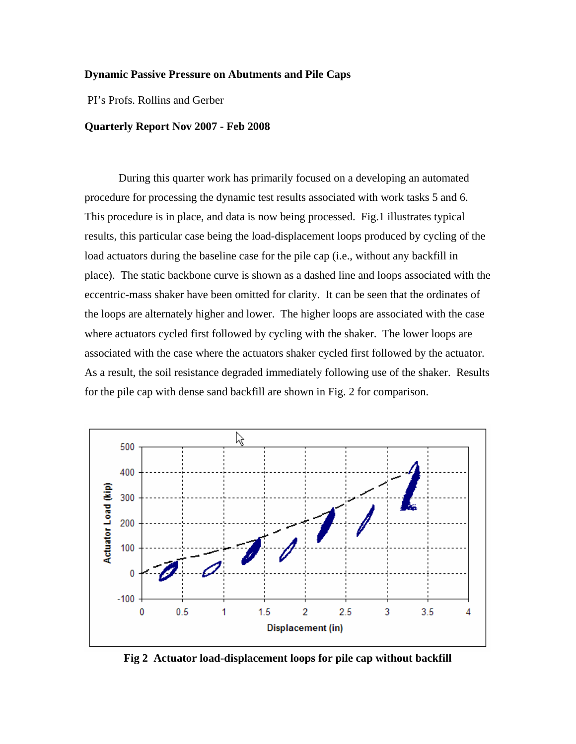**Dynamic Passive Pressure on Abutments and Pile Caps**

PI's Profs. Rollins and Gerber

**Quarterly Report Nov 2007 - Feb 2008**

During this quarter work has primarily focused on a developing an automated procedure for processing the dynamic test results associated with work tasks 5 and 6. This procedure is in place, and data is now being processed. Fig.1 illustrates typical results, this particular case being the load-displacement loops produced by cycling of the load actuators during the baseline case for the pile cap (i.e., without any backfill in place). The static backbone curve is shown as a dashed line and loops associated with the eccentric-mass shaker have been omitted for clarity. It can be seen that the ordinates of the loops are alternately higher and lower. The higher loops are associated with the case where actuators cycled first followed by cycling with the shaker. The lower loops are associated with the case where the actuators shaker cycled first followed by the actuator. As a result, the soil resistance degraded immediately following use of the shaker. Results for the pile cap with dense sand backfill are shown in Fig. 2 for comparison.

**Fig 2 Actuator load-displacement loops for pile cap without backfill**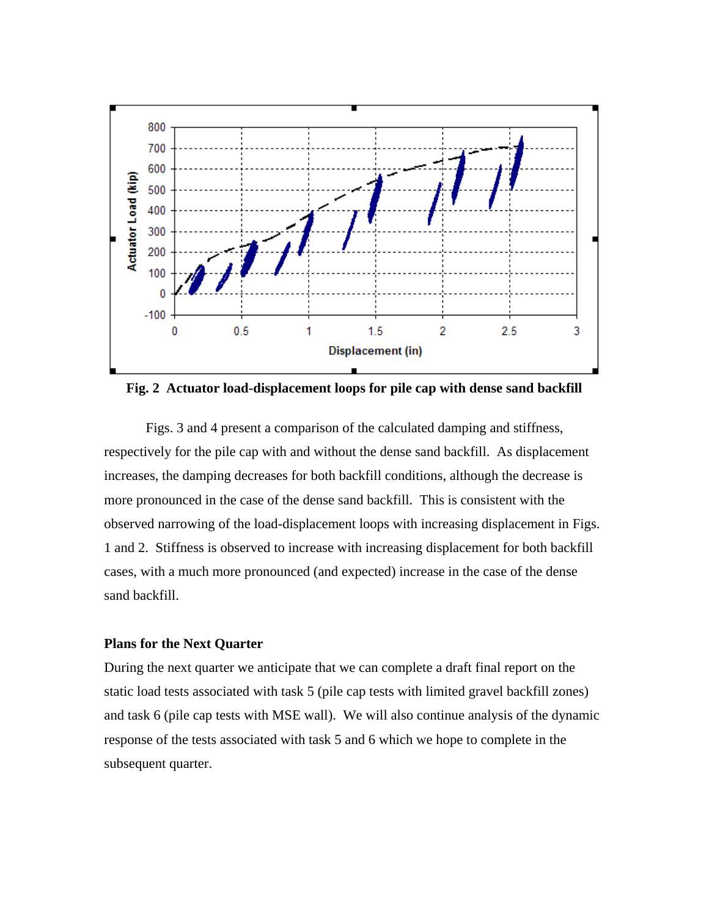**Fig. 2 Actuator load-displacement loops for pile cap with dense sand backfill**

Figs. 3 and 4 present a comparison of the calculated damping and stiffness, respectively for the pile cap with and without the dense sand backfill. As displacement increases, the damping decreases for both backfill conditions, although the decrease is more pronounced in the case of the dense sand backfill. This is consistent with the observed narrowing of the load-displacement loops with increasing displacement in Figs. 1 and 2. Stiffness is observed to increase with increasing displacement for both backfill cases, with a much more pronounced (and expected) increase in the case of the dense sand backfill.

### Plans for the Next Quarter

During the next quarter we anticipate that we can complete a draft final report on the static load tests associated with task 5 (pile cap tests with limited gravel backfill zones) and task 6 (pile cap tests with MSE wall). We will also continue analysis of the dynamic response of the tests associated with task 5 and 6 which we hope to complete in the subsequent quarter.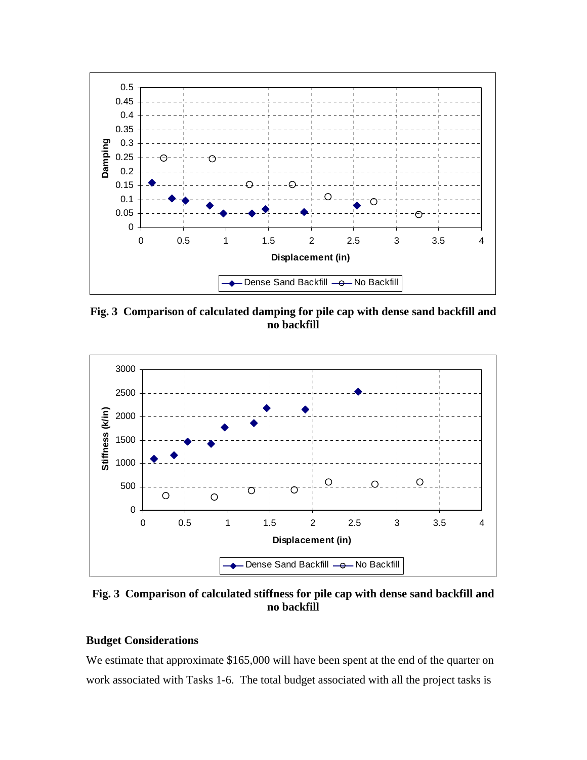**Fig. 3 Comparison of calculated damping for pile cap with dense sand backfill and no backfill**

**Fig. 3 Comparison of calculated stiffness for pile cap with dense sand backfill and no backfill**

### Budget Considerations

We estimate that approximate $165,000 will have been spent at the end of the quarter on work associated with Tasks 1-6. The total budget associated with all the project tasks is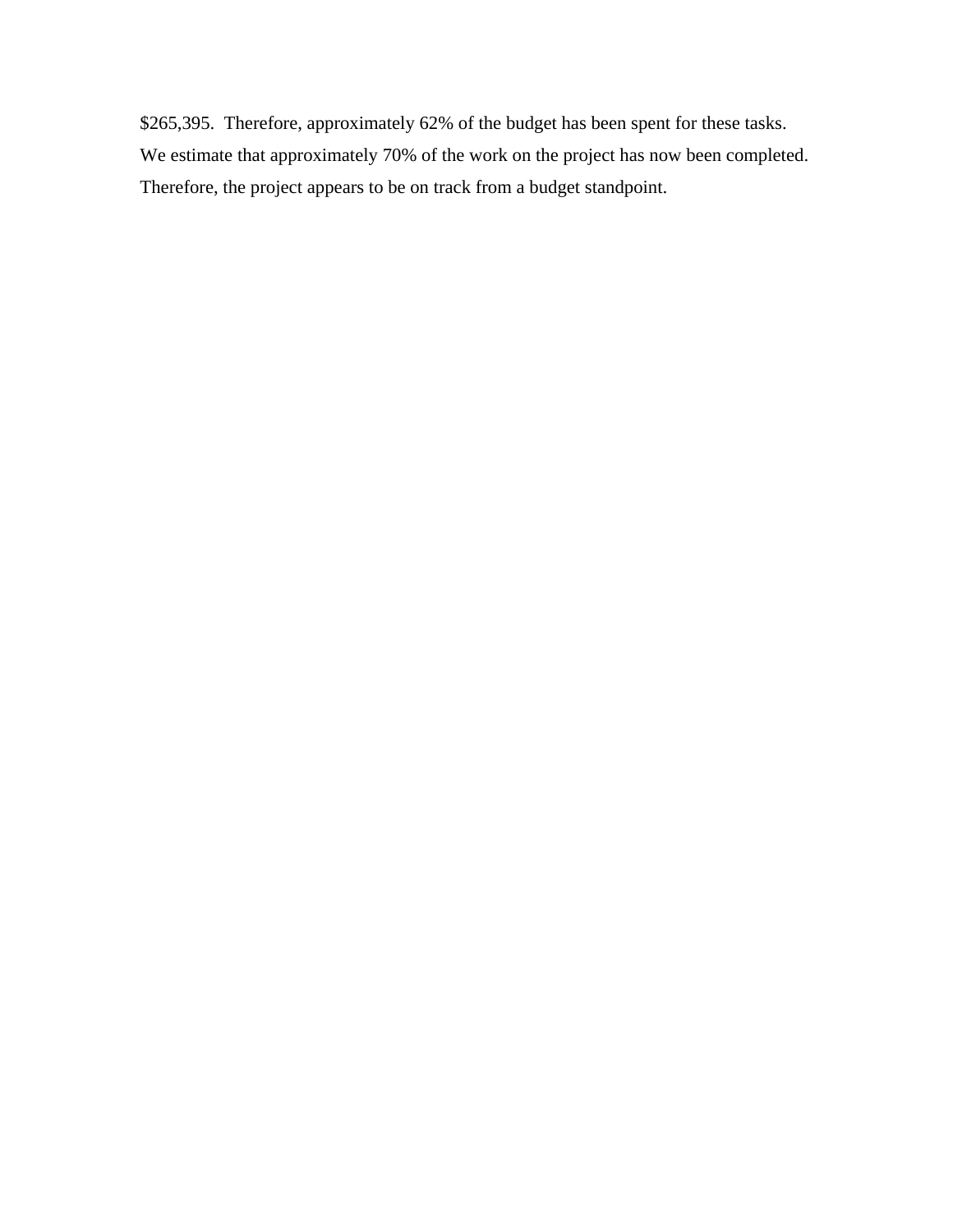$265,395.  Therefore, approximately 62% of the budget has been spent for these tasks. We estimate that approximately 70% of the work on the project has now been completed. Therefore, the project appears to be on track from a budget standpoint.